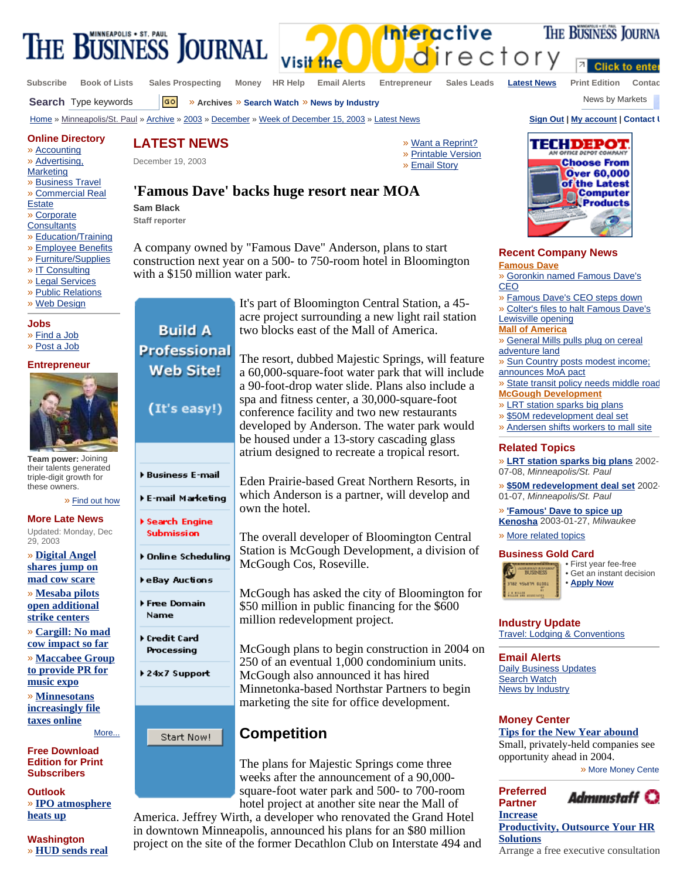# 'Famous Dave' backs huge resort near MOA

LATEST NEWS

December 19, 2003

**Sam Black**
Staff reporter

A company owned by "Famous Dave" Anderson, plans to start construction next year on a 500- to 750-room hotel in Bloomington with a $150 million water park.

It's part of Bloomington Central Station, a 45-acre project surrounding a new light rail station two blocks east of the Mall of America.

The resort, dubbed Majestic Springs, will feature a 60,000-square-foot water park that will include a 90-foot-drop water slide. Plans also include a spa and fitness center, a 30,000-square-foot conference facility and two new restaurants developed by Anderson. The water park would be housed under a 13-story cascading glass atrium designed to recreate a tropical resort.

Eden Prairie-based Great Northern Resorts, in which Anderson is a partner, will develop and own the hotel.

The overall developer of Bloomington Central Station is McGough Development, a division of McGough Cos, Roseville.

McGough has asked the city of Bloomington for $50 million in public financing for the $600 million redevelopment project.

McGough plans to begin construction in 2004 on 250 of an eventual 1,000 condominium units. McGough also announced it has hired Minnetonka-based Northstar Partners to begin marketing the site for office development.

## Competition

The plans for Majestic Springs come three weeks after the announcement of a 90,000-square-foot water park and 500- to 700-room hotel project at another site near the Mall of America. Jeffrey Wirth, a developer who renovated the Grand Hotel in downtown Minneapolis, announced his plans for an $80 million project on the site of the former Decathlon Club on Interstate 494 and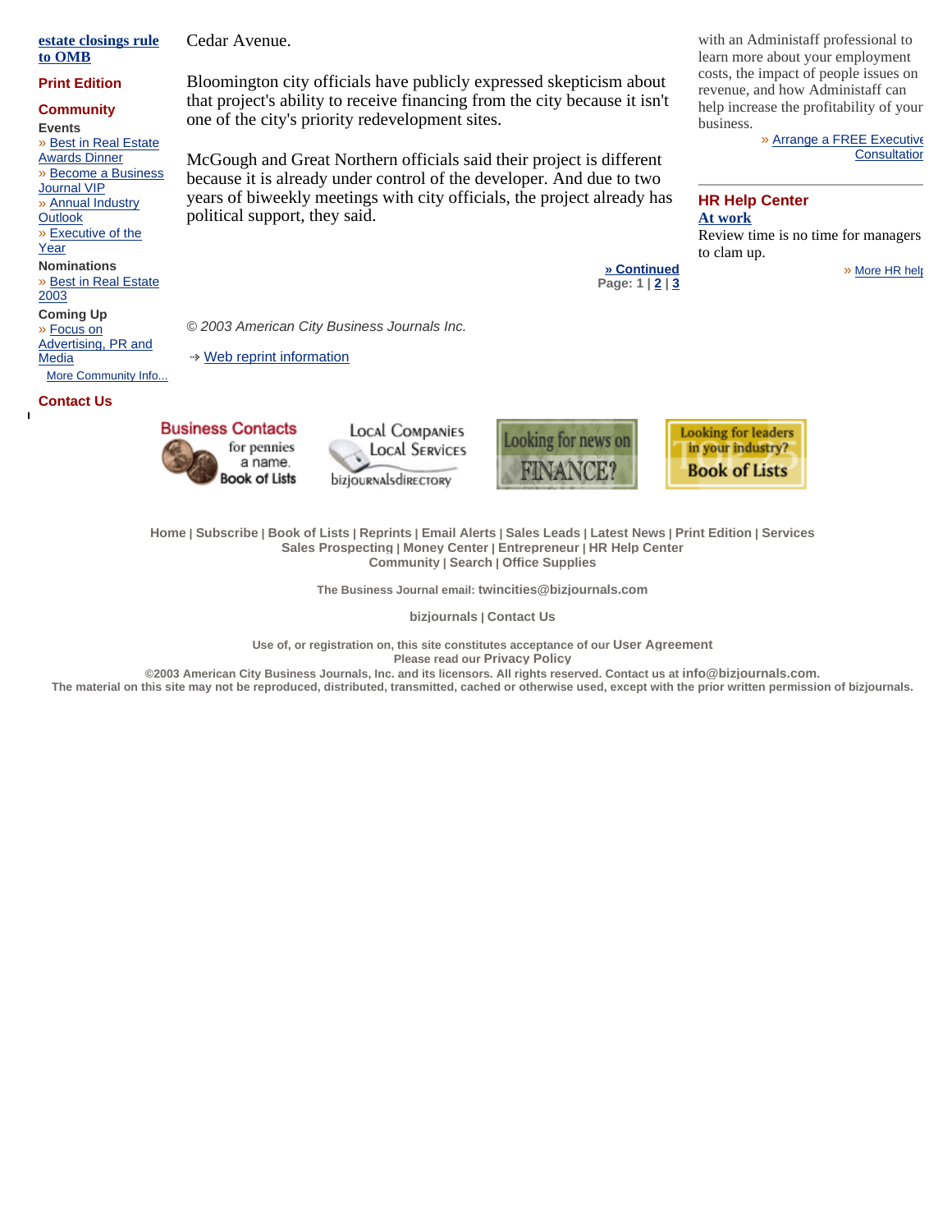estate closings rule to OMB

**Print Edition**

**Community**

**Events**

» Best in Real Estate Awards Dinner
» Become a Business Journal VIP
» Annual Industry Outlook
» Executive of the Year

**Nominations**

» Best in Real Estate 2003

**Coming Up**

» Focus on Advertising, PR and Media

More Community Info...

**Contact Us**

Cedar Avenue.

Bloomington city officials have publicly expressed skepticism about that project's ability to receive financing from the city because it isn't one of the city's priority redevelopment sites.

McGough and Great Northern officials said their project is different because it is already under control of the developer. And due to two years of biweekly meetings with city officials, the project already has political support, they said.

**» Continued**
Page: 1 | 2 | 3

*© 2003 American City Business Journals Inc.*

Web reprint information

with an Administaff professional to learn more about your employment costs, the impact of people issues on revenue, and how Administaff can help increase the profitability of your business.

» Arrange a FREE Executive Consultation

**HR Help Center**

**At work**

Review time is no time for managers to clam up.

» More HR help

Home | Subscribe | Book of Lists | Reprints | Email Alerts | Sales Leads | Latest News | Print Edition | Services
Sales Prospecting | Money Center | Entrepreneur | HR Help Center
Community | Search | Office Supplies

The Business Journal email: twincities@bizjournals.com

bizjournals | Contact Us

Use of, or registration on, this site constitutes acceptance of our User Agreement
Please read our Privacy Policy
©2003 American City Business Journals, Inc. and its licensors. All rights reserved. Contact us at info@bizjournals.com.
The material on this site may not be reproduced, distributed, transmitted, cached or otherwise used, except with the prior written permission of bizjournals.